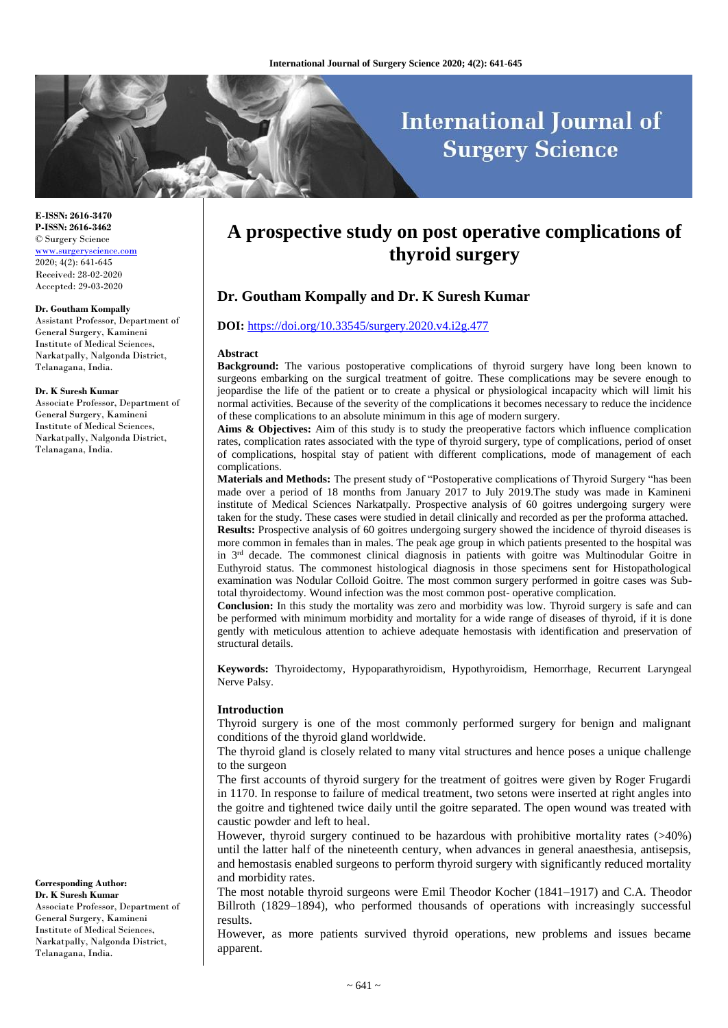E-ISSN: 2616-3470
P-ISSN: 2616-3462
© Surgery Science
www.surgeryscience.com
2020; 4(2): 641-645
Received: 28-02-2020
Accepted: 29-03-2020

**Dr. Goutham Kompally**
Assistant Professor, Department of General Surgery, Kamineni Institute of Medical Sciences, Narkatpally, Nalgonda District, Telanagana, India.

**Dr. K Suresh Kumar**
Associate Professor, Department of General Surgery, Kamineni Institute of Medical Sciences, Narkatpally, Nalgonda District, Telanagana, India.

**Corresponding Author:**
**Dr. K Suresh Kumar**
Associate Professor, Department of General Surgery, Kamineni Institute of Medical Sciences, Narkatpally, Nalgonda District, Telanagana, India.

# A prospective study on post operative complications of thyroid surgery

## Dr. Goutham Kompally and Dr. K Suresh Kumar

**DOI:** https://doi.org/10.33545/surgery.2020.v4.i2g.477

### Abstract

**Background:** The various postoperative complications of thyroid surgery have long been known to surgeons embarking on the surgical treatment of goitre. These complications may be severe enough to jeopardise the life of the patient or to create a physical or physiological incapacity which will limit his normal activities. Because of the severity of the complications it becomes necessary to reduce the incidence of these complications to an absolute minimum in this age of modern surgery.

**Aims & Objectives:** Aim of this study is to study the preoperative factors which influence complication rates, complication rates associated with the type of thyroid surgery, type of complications, period of onset of complications, hospital stay of patient with different complications, mode of management of each complications.

**Materials and Methods:** The present study of "Postoperative complications of Thyroid Surgery "has been made over a period of 18 months from January 2017 to July 2019.The study was made in Kamineni institute of Medical Sciences Narkatpally. Prospective analysis of 60 goitres undergoing surgery were taken for the study. These cases were studied in detail clinically and recorded as per the proforma attached.

**Results:** Prospective analysis of 60 goitres undergoing surgery showed the incidence of thyroid diseases is more common in females than in males. The peak age group in which patients presented to the hospital was in 3rd decade. The commonest clinical diagnosis in patients with goitre was Multinodular Goitre in Euthyroid status. The commonest histological diagnosis in those specimens sent for Histopathological examination was Nodular Colloid Goitre. The most common surgery performed in goitre cases was Sub-total thyroidectomy. Wound infection was the most common post- operative complication.

**Conclusion:** In this study the mortality was zero and morbidity was low. Thyroid surgery is safe and can be performed with minimum morbidity and mortality for a wide range of diseases of thyroid, if it is done gently with meticulous attention to achieve adequate hemostasis with identification and preservation of structural details.

**Keywords:** Thyroidectomy, Hypoparathyroidism, Hypothyroidism, Hemorrhage, Recurrent Laryngeal Nerve Palsy.

### Introduction

Thyroid surgery is one of the most commonly performed surgery for benign and malignant conditions of the thyroid gland worldwide.

The thyroid gland is closely related to many vital structures and hence poses a unique challenge to the surgeon

The first accounts of thyroid surgery for the treatment of goitres were given by Roger Frugardi in 1170. In response to failure of medical treatment, two setons were inserted at right angles into the goitre and tightened twice daily until the goitre separated. The open wound was treated with caustic powder and left to heal.

However, thyroid surgery continued to be hazardous with prohibitive mortality rates (>40%) until the latter half of the nineteenth century, when advances in general anaesthesia, antisepsis, and hemostasis enabled surgeons to perform thyroid surgery with significantly reduced mortality and morbidity rates.

The most notable thyroid surgeons were Emil Theodor Kocher (1841–1917) and C.A. Theodor Billroth (1829–1894), who performed thousands of operations with increasingly successful results.

However, as more patients survived thyroid operations, new problems and issues became apparent.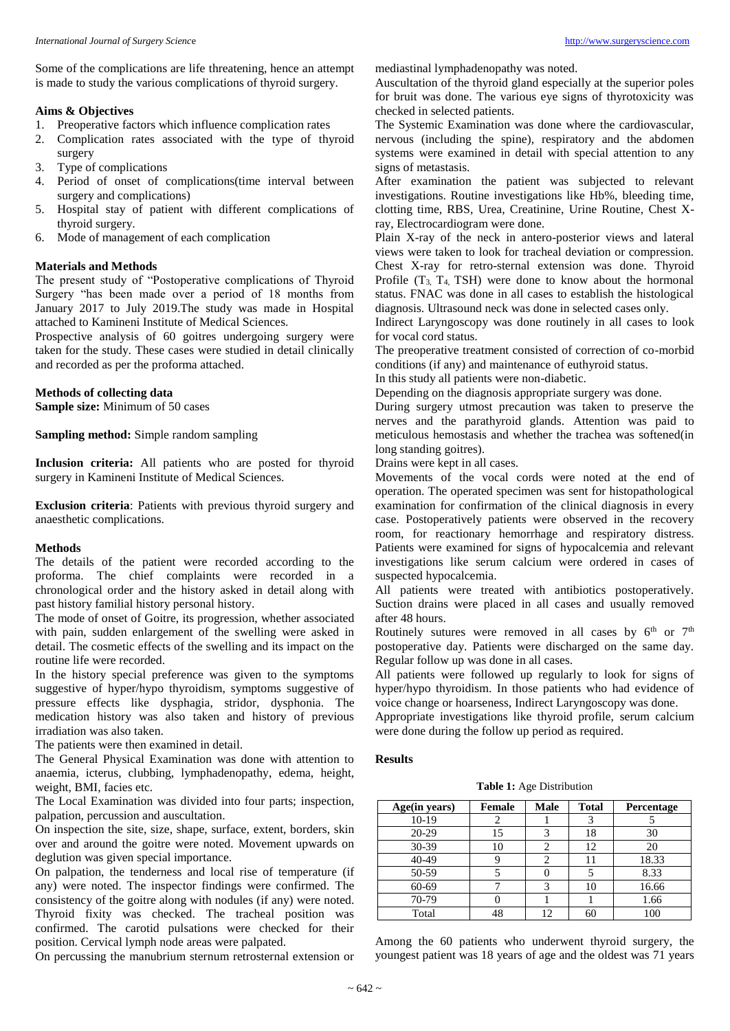Some of the complications are life threatening, hence an attempt is made to study the various complications of thyroid surgery.

### Aims & Objectives

1. Preoperative factors which influence complication rates
2. Complication rates associated with the type of thyroid surgery
3. Type of complications
4. Period of onset of complications(time interval between surgery and complications)
5. Hospital stay of patient with different complications of thyroid surgery.
6. Mode of management of each complication

### Materials and Methods

The present study of "Postoperative complications of Thyroid Surgery "has been made over a period of 18 months from January 2017 to July 2019.The study was made in Hospital attached to Kamineni Institute of Medical Sciences.

Prospective analysis of 60 goitres undergoing surgery were taken for the study. These cases were studied in detail clinically and recorded as per the proforma attached.

### Methods of collecting data

**Sample size:** Minimum of 50 cases

**Sampling method:** Simple random sampling

**Inclusion criteria:** All patients who are posted for thyroid surgery in Kamineni Institute of Medical Sciences.

**Exclusion criteria**: Patients with previous thyroid surgery and anaesthetic complications.

### Methods

The details of the patient were recorded according to the proforma. The chief complaints were recorded in a chronological order and the history asked in detail along with past history familial history personal history.

The mode of onset of Goitre, its progression, whether associated with pain, sudden enlargement of the swelling were asked in detail. The cosmetic effects of the swelling and its impact on the routine life were recorded.

In the history special preference was given to the symptoms suggestive of hyper/hypo thyroidism, symptoms suggestive of pressure effects like dysphagia, stridor, dysphonia. The medication history was also taken and history of previous irradiation was also taken.

The patients were then examined in detail.

The General Physical Examination was done with attention to anaemia, icterus, clubbing, lymphadenopathy, edema, height, weight, BMI, facies etc.

The Local Examination was divided into four parts; inspection, palpation, percussion and auscultation.

On inspection the site, size, shape, surface, extent, borders, skin over and around the goitre were noted. Movement upwards on deglution was given special importance.

On palpation, the tenderness and local rise of temperature (if any) were noted. The inspector findings were confirmed. The consistency of the goitre along with nodules (if any) were noted. Thyroid fixity was checked. The tracheal position was confirmed. The carotid pulsations were checked for their position. Cervical lymph node areas were palpated.

On percussing the manubrium sternum retrosternal extension or mediastinal lymphadenopathy was noted.

Auscultation of the thyroid gland especially at the superior poles for bruit was done. The various eye signs of thyrotoxicity was checked in selected patients.

The Systemic Examination was done where the cardiovascular, nervous (including the spine), respiratory and the abdomen systems were examined in detail with special attention to any signs of metastasis.

After examination the patient was subjected to relevant investigations. Routine investigations like Hb%, bleeding time, clotting time, RBS, Urea, Creatinine, Urine Routine, Chest X-ray, Electrocardiogram were done.

Plain X-ray of the neck in antero-posterior views and lateral views were taken to look for tracheal deviation or compression. Chest X-ray for retro-sternal extension was done. Thyroid Profile ($T_3$, $T_4$, TSH) were done to know about the hormonal status. FNAC was done in all cases to establish the histological diagnosis. Ultrasound neck was done in selected cases only.

Indirect Laryngoscopy was done routinely in all cases to look for vocal cord status.

The preoperative treatment consisted of correction of co-morbid conditions (if any) and maintenance of euthyroid status.

In this study all patients were non-diabetic.

Depending on the diagnosis appropriate surgery was done.

During surgery utmost precaution was taken to preserve the nerves and the parathyroid glands. Attention was paid to meticulous hemostasis and whether the trachea was softened(in long standing goitres).

Drains were kept in all cases.

Movements of the vocal cords were noted at the end of operation. The operated specimen was sent for histopathological examination for confirmation of the clinical diagnosis in every case. Postoperatively patients were observed in the recovery room, for reactionary hemorrhage and respiratory distress. Patients were examined for signs of hypocalcemia and relevant investigations like serum calcium were ordered in cases of suspected hypocalcemia.

All patients were treated with antibiotics postoperatively. Suction drains were placed in all cases and usually removed after 48 hours.

Routinely sutures were removed in all cases by $6^{th}$ or $7^{th}$ postoperative day. Patients were discharged on the same day. Regular follow up was done in all cases.

All patients were followed up regularly to look for signs of hyper/hypo thyroidism. In those patients who had evidence of voice change or hoarseness, Indirect Laryngoscopy was done.

Appropriate investigations like thyroid profile, serum calcium were done during the follow up period as required.

### Results

**Table 1:** Age Distribution

| Age(in years) | Female | Male | Total | Percentage |
|---|---|---|---|---|
| 10-19 | 2 | 1 | 3 | 5 |
| 20-29 | 15 | 3 | 18 | 30 |
| 30-39 | 10 | 2 | 12 | 20 |
| 40-49 | 9 | 2 | 11 | 18.33 |
| 50-59 | 5 | 0 | 5 | 8.33 |
| 60-69 | 7 | 3 | 10 | 16.66 |
| 70-79 | 0 | 1 | 1 | 1.66 |
| Total | 48 | 12 | 60 | 100 |

Among the 60 patients who underwent thyroid surgery, the youngest patient was 18 years of age and the oldest was 71 years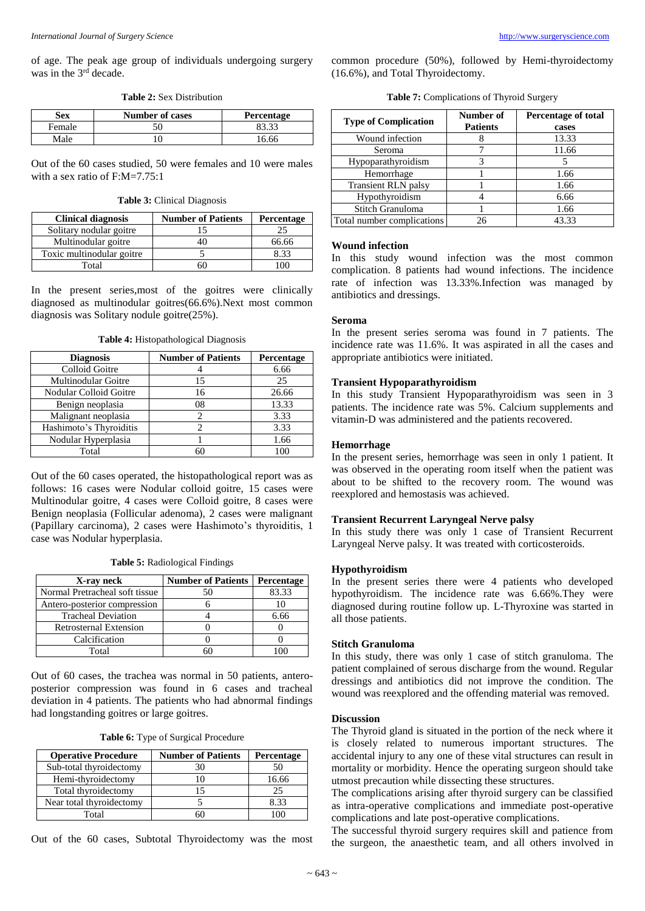of age. The peak age group of individuals undergoing surgery was in the 3rd decade.

**Table 2:** Sex Distribution

| Sex | Number of cases | Percentage |
|---|---|---|
| Female | 50 | 83.33 |
| Male | 10 | 16.66 |

Out of the 60 cases studied, 50 were females and 10 were males with a sex ratio of F:M=7.75:1

**Table 3:** Clinical Diagnosis

| Clinical diagnosis | Number of Patients | Percentage |
|---|---|---|
| Solitary nodular goitre | 15 | 25 |
| Multinodular goitre | 40 | 66.66 |
| Toxic multinodular goitre | 5 | 8.33 |
| Total | 60 | 100 |

In the present series,most of the goitres were clinically diagnosed as multinodular goitres(66.6%).Next most common diagnosis was Solitary nodule goitre(25%).

**Table 4:** Histopathological Diagnosis

| Diagnosis | Number of Patients | Percentage |
|---|---|---|
| Colloid Goitre | 4 | 6.66 |
| Multinodular Goitre | 15 | 25 |
| Nodular Colloid Goitre | 16 | 26.66 |
| Benign neoplasia | 08 | 13.33 |
| Malignant neoplasia | 2 | 3.33 |
| Hashimoto's Thyroiditis | 2 | 3.33 |
| Nodular Hyperplasia | 1 | 1.66 |
| Total | 60 | 100 |

Out of the 60 cases operated, the histopathological report was as follows: 16 cases were Nodular colloid goitre, 15 cases were Multinodular goitre, 4 cases were Colloid goitre, 8 cases were Benign neoplasia (Follicular adenoma), 2 cases were malignant (Papillary carcinoma), 2 cases were Hashimoto's thyroiditis, 1 case was Nodular hyperplasia.

**Table 5:** Radiological Findings

| X-ray neck | Number of Patients | Percentage |
|---|---|---|
| Normal Pretracheal soft tissue | 50 | 83.33 |
| Antero-posterior compression | 6 | 10 |
| Tracheal Deviation | 4 | 6.66 |
| Retrosternal Extension | 0 | 0 |
| Calcification | 0 | 0 |
| Total | 60 | 100 |

Out of 60 cases, the trachea was normal in 50 patients, antero-posterior compression was found in 6 cases and tracheal deviation in 4 patients. The patients who had abnormal findings had longstanding goitres or large goitres.

**Table 6:** Type of Surgical Procedure

| Operative Procedure | Number of Patients | Percentage |
|---|---|---|
| Sub-total thyroidectomy | 30 | 50 |
| Hemi-thyroidectomy | 10 | 16.66 |
| Total thyroidectomy | 15 | 25 |
| Near total thyroidectomy | 5 | 8.33 |
| Total | 60 | 100 |

Out of the 60 cases, Subtotal Thyroidectomy was the most common procedure (50%), followed by Hemi-thyroidectomy (16.6%), and Total Thyroidectomy.

**Table 7:** Complications of Thyroid Surgery

| Type of Complication | Number of Patients | Percentage of total cases |
|---|---|---|
| Wound infection | 8 | 13.33 |
| Seroma | 7 | 11.66 |
| Hypoparathyroidism | 3 | 5 |
| Hemorrhage | 1 | 1.66 |
| Transient RLN palsy | 1 | 1.66 |
| Hypothyroidism | 4 | 6.66 |
| Stitch Granuloma | 1 | 1.66 |
| Total number complications | 26 | 43.33 |

**Wound infection**

In this study wound infection was the most common complication. 8 patients had wound infections. The incidence rate of infection was 13.33%.Infection was managed by antibiotics and dressings.

**Seroma**

In the present series seroma was found in 7 patients. The incidence rate was 11.6%. It was aspirated in all the cases and appropriate antibiotics were initiated.

**Transient Hypoparathyroidism**

In this study Transient Hypoparathyroidism was seen in 3 patients. The incidence rate was 5%. Calcium supplements and vitamin-D was administered and the patients recovered.

**Hemorrhage**

In the present series, hemorrhage was seen in only 1 patient. It was observed in the operating room itself when the patient was about to be shifted to the recovery room. The wound was reexplored and hemostasis was achieved.

**Transient Recurrent Laryngeal Nerve palsy**

In this study there was only 1 case of Transient Recurrent Laryngeal Nerve palsy. It was treated with corticosteroids.

**Hypothyroidism**

In the present series there were 4 patients who developed hypothyroidism. The incidence rate was 6.66%.They were diagnosed during routine follow up. L-Thyroxine was started in all those patients.

**Stitch Granuloma**

In this study, there was only 1 case of stitch granuloma. The patient complained of serous discharge from the wound. Regular dressings and antibiotics did not improve the condition. The wound was reexplored and the offending material was removed.

**Discussion**

The Thyroid gland is situated in the portion of the neck where it is closely related to numerous important structures. The accidental injury to any one of these vital structures can result in mortality or morbidity. Hence the operating surgeon should take utmost precaution while dissecting these structures.

The complications arising after thyroid surgery can be classified as intra-operative complications and immediate post-operative complications and late post-operative complications.

The successful thyroid surgery requires skill and patience from the surgeon, the anaesthetic team, and all others involved in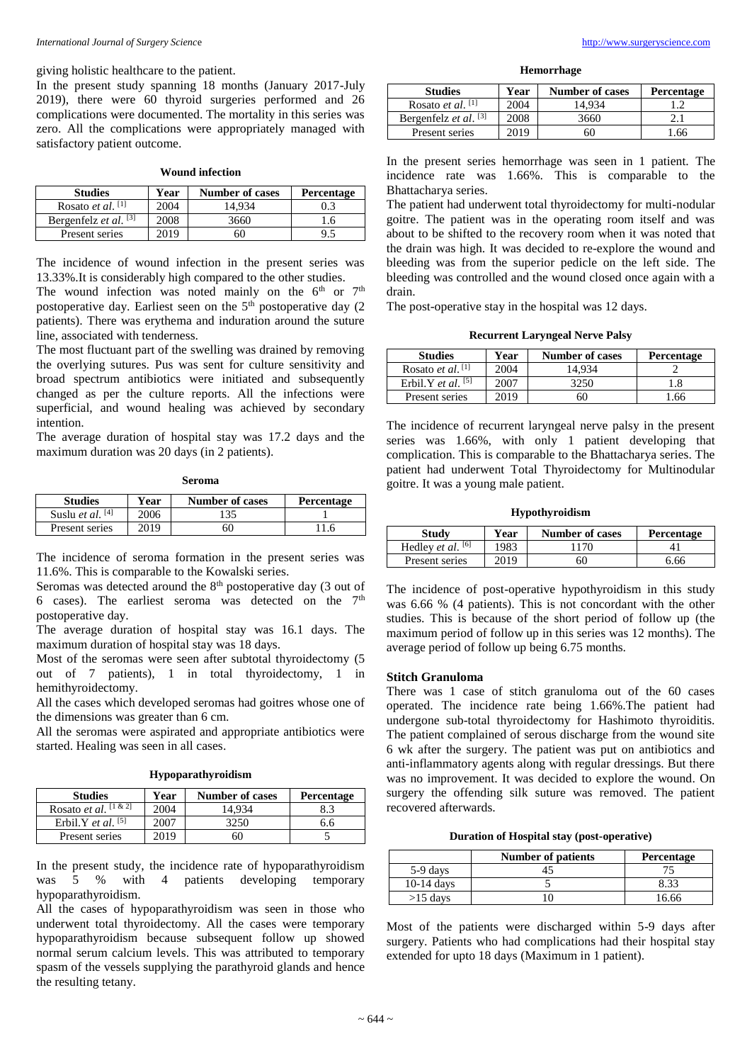giving holistic healthcare to the patient.

In the present study spanning 18 months (January 2017-July 2019), there were 60 thyroid surgeries performed and 26 complications were documented. The mortality in this series was zero. All the complications were appropriately managed with satisfactory patient outcome.

**Wound infection**

| Studies | Year | Number of cases | Percentage |
|---|---|---|---|
| Rosato *et al.* [1] | 2004 | 14,934 | 0.3 |
| Bergenfelz *et al.* [3] | 2008 | 3660 | 1.6 |
| Present series | 2019 | 60 | 9.5 |

The incidence of wound infection in the present series was 13.33%.It is considerably high compared to the other studies.

The wound infection was noted mainly on the 6th or 7th postoperative day. Earliest seen on the 5th postoperative day (2 patients). There was erythema and induration around the suture line, associated with tenderness.

The most fluctuant part of the swelling was drained by removing the overlying sutures. Pus was sent for culture sensitivity and broad spectrum antibiotics were initiated and subsequently changed as per the culture reports. All the infections were superficial, and wound healing was achieved by secondary intention.

The average duration of hospital stay was 17.2 days and the maximum duration was 20 days (in 2 patients).

**Seroma**

| Studies | Year | Number of cases | Percentage |
|---|---|---|---|
| Suslu *et al.* [4] | 2006 | 135 | 1 |
| Present series | 2019 | 60 | 11.6 |

The incidence of seroma formation in the present series was 11.6%. This is comparable to the Kowalski series.

Seromas was detected around the 8th postoperative day (3 out of 6 cases). The earliest seroma was detected on the 7th postoperative day.

The average duration of hospital stay was 16.1 days. The maximum duration of hospital stay was 18 days.

Most of the seromas were seen after subtotal thyroidectomy (5 out of 7 patients), 1 in total thyroidectomy, 1 in hemithyroidectomy.

All the cases which developed seromas had goitres whose one of the dimensions was greater than 6 cm.

All the seromas were aspirated and appropriate antibiotics were started. Healing was seen in all cases.

**Hypoparathyroidism**

| Studies | Year | Number of cases | Percentage |
|---|---|---|---|
| Rosato *et al.* [1 & 2] | 2004 | 14,934 | 8.3 |
| Erbil.Y *et al.* [5] | 2007 | 3250 | 6.6 |
| Present series | 2019 | 60 | 5 |

In the present study, the incidence rate of hypoparathyroidism was 5 % with 4 patients developing temporary hypoparathyroidism.

All the cases of hypoparathyroidism was seen in those who underwent total thyroidectomy. All the cases were temporary hypoparathyroidism because subsequent follow up showed normal serum calcium levels. This was attributed to temporary spasm of the vessels supplying the parathyroid glands and hence the resulting tetany.

**Hemorrhage**

| Studies | Year | Number of cases | Percentage |
|---|---|---|---|
| Rosato *et al.* [1] | 2004 | 14,934 | 1.2 |
| Bergenfelz *et al.* [3] | 2008 | 3660 | 2.1 |
| Present series | 2019 | 60 | 1.66 |

In the present series hemorrhage was seen in 1 patient. The incidence rate was 1.66%. This is comparable to the Bhattacharya series.

The patient had underwent total thyroidectomy for multi-nodular goitre. The patient was in the operating room itself and was about to be shifted to the recovery room when it was noted that the drain was high. It was decided to re-explore the wound and bleeding was from the superior pedicle on the left side. The bleeding was controlled and the wound closed once again with a drain.

The post-operative stay in the hospital was 12 days.

**Recurrent Laryngeal Nerve Palsy**

| Studies | Year | Number of cases | Percentage |
|---|---|---|---|
| Rosato *et al.* [1] | 2004 | 14,934 | 2 |
| Erbil.Y *et al.* [5] | 2007 | 3250 | 1.8 |
| Present series | 2019 | 60 | 1.66 |

The incidence of recurrent laryngeal nerve palsy in the present series was 1.66%, with only 1 patient developing that complication. This is comparable to the Bhattacharya series. The patient had underwent Total Thyroidectomy for Multinodular goitre. It was a young male patient.

**Hypothyroidism**

| Study | Year | Number of cases | Percentage |
|---|---|---|---|
| Hedley *et al.* [6] | 1983 | 1170 | 41 |
| Present series | 2019 | 60 | 6.66 |

The incidence of post-operative hypothyroidism in this study was 6.66 % (4 patients). This is not concordant with the other studies. This is because of the short period of follow up (the maximum period of follow up in this series was 12 months). The average period of follow up being 6.75 months.

**Stitch Granuloma**

There was 1 case of stitch granuloma out of the 60 cases operated. The incidence rate being 1.66%.The patient had undergone sub-total thyroidectomy for Hashimoto thyroiditis. The patient complained of serous discharge from the wound site 6 wk after the surgery. The patient was put on antibiotics and anti-inflammatory agents along with regular dressings. But there was no improvement. It was decided to explore the wound. On surgery the offending silk suture was removed. The patient recovered afterwards.

**Duration of Hospital stay (post-operative)**

| | Number of patients | Percentage |
|---|---|---|
| 5-9 days | 45 | 75 |
| 10-14 days | 5 | 8.33 |
| >15 days | 10 | 16.66 |

Most of the patients were discharged within 5-9 days after surgery. Patients who had complications had their hospital stay extended for upto 18 days (Maximum in 1 patient).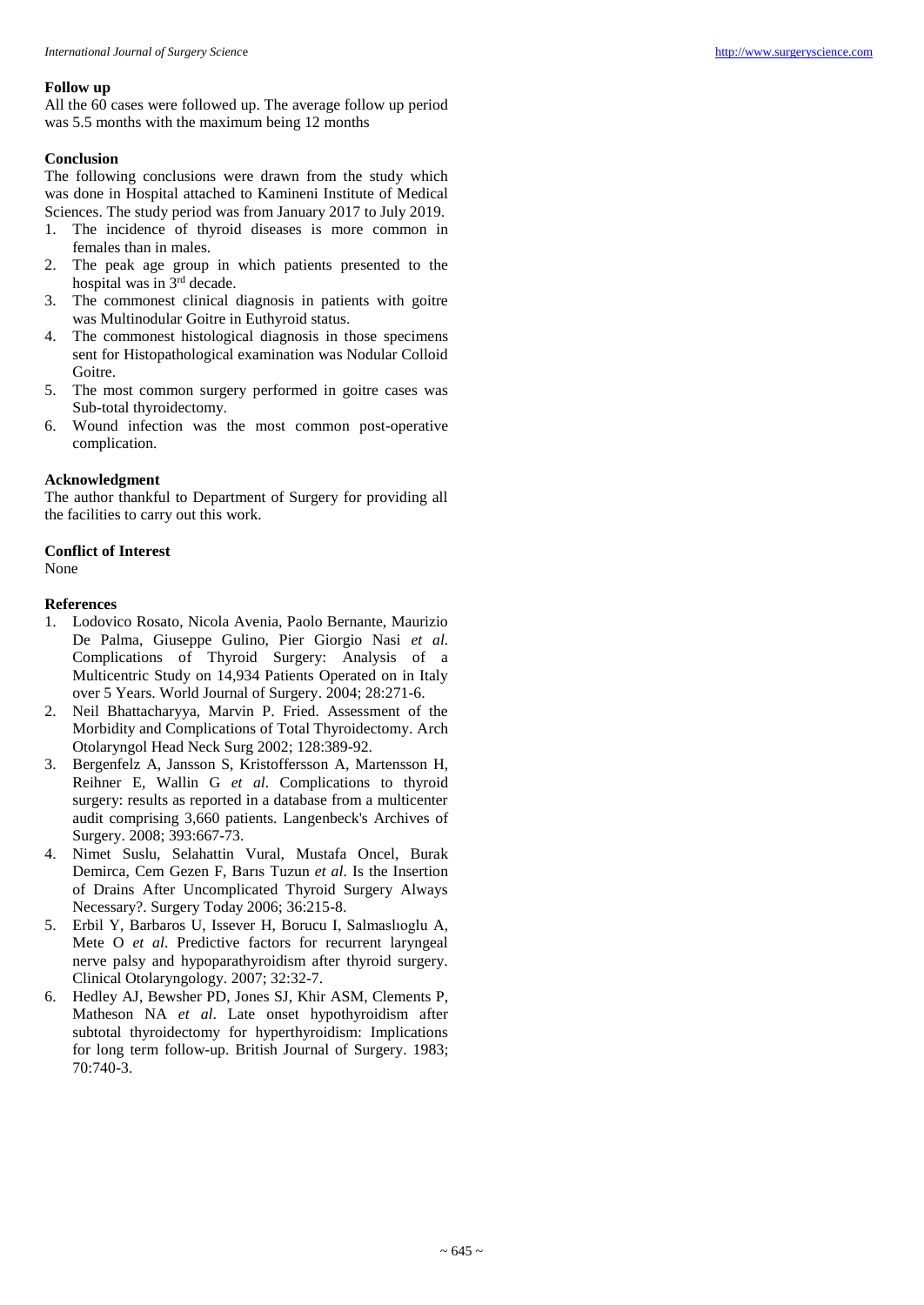**Follow up**

All the 60 cases were followed up. The average follow up period was 5.5 months with the maximum being 12 months

**Conclusion**

The following conclusions were drawn from the study which was done in Hospital attached to Kamineni Institute of Medical Sciences. The study period was from January 2017 to July 2019.

1. The incidence of thyroid diseases is more common in females than in males.
2. The peak age group in which patients presented to the hospital was in 3rd decade.
3. The commonest clinical diagnosis in patients with goitre was Multinodular Goitre in Euthyroid status.
4. The commonest histological diagnosis in those specimens sent for Histopathological examination was Nodular Colloid Goitre.
5. The most common surgery performed in goitre cases was Sub-total thyroidectomy.
6. Wound infection was the most common post-operative complication.

**Acknowledgment**

The author thankful to Department of Surgery for providing all the facilities to carry out this work.

**Conflict of Interest**

None

**References**

1. Lodovico Rosato, Nicola Avenia, Paolo Bernante, Maurizio De Palma, Giuseppe Gulino, Pier Giorgio Nasi *et al*. Complications of Thyroid Surgery: Analysis of a Multicentric Study on 14,934 Patients Operated on in Italy over 5 Years. World Journal of Surgery. 2004; 28:271-6.
2. Neil Bhattacharyya, Marvin P. Fried. Assessment of the Morbidity and Complications of Total Thyroidectomy. Arch Otolaryngol Head Neck Surg 2002; 128:389-92.
3. Bergenfelz A, Jansson S, Kristoffersson A, Martensson H, Reihner E, Wallin G *et al*. Complications to thyroid surgery: results as reported in a database from a multicenter audit comprising 3,660 patients. Langenbeck's Archives of Surgery. 2008; 393:667-73.
4. Nimet Suslu, Selahattin Vural, Mustafa Oncel, Burak Demirca, Cem Gezen F, Barıs Tuzun *et al*. Is the Insertion of Drains After Uncomplicated Thyroid Surgery Always Necessary?. Surgery Today 2006; 36:215-8.
5. Erbil Y, Barbaros U, Issever H, Borucu I, Salmaslıoglu A, Mete O *et al*. Predictive factors for recurrent laryngeal nerve palsy and hypoparathyroidism after thyroid surgery. Clinical Otolaryngology. 2007; 32:32-7.
6. Hedley AJ, Bewsher PD, Jones SJ, Khir ASM, Clements P, Matheson NA *et al*. Late onset hypothyroidism after subtotal thyroidectomy for hyperthyroidism: Implications for long term follow-up. British Journal of Surgery. 1983; 70:740-3.